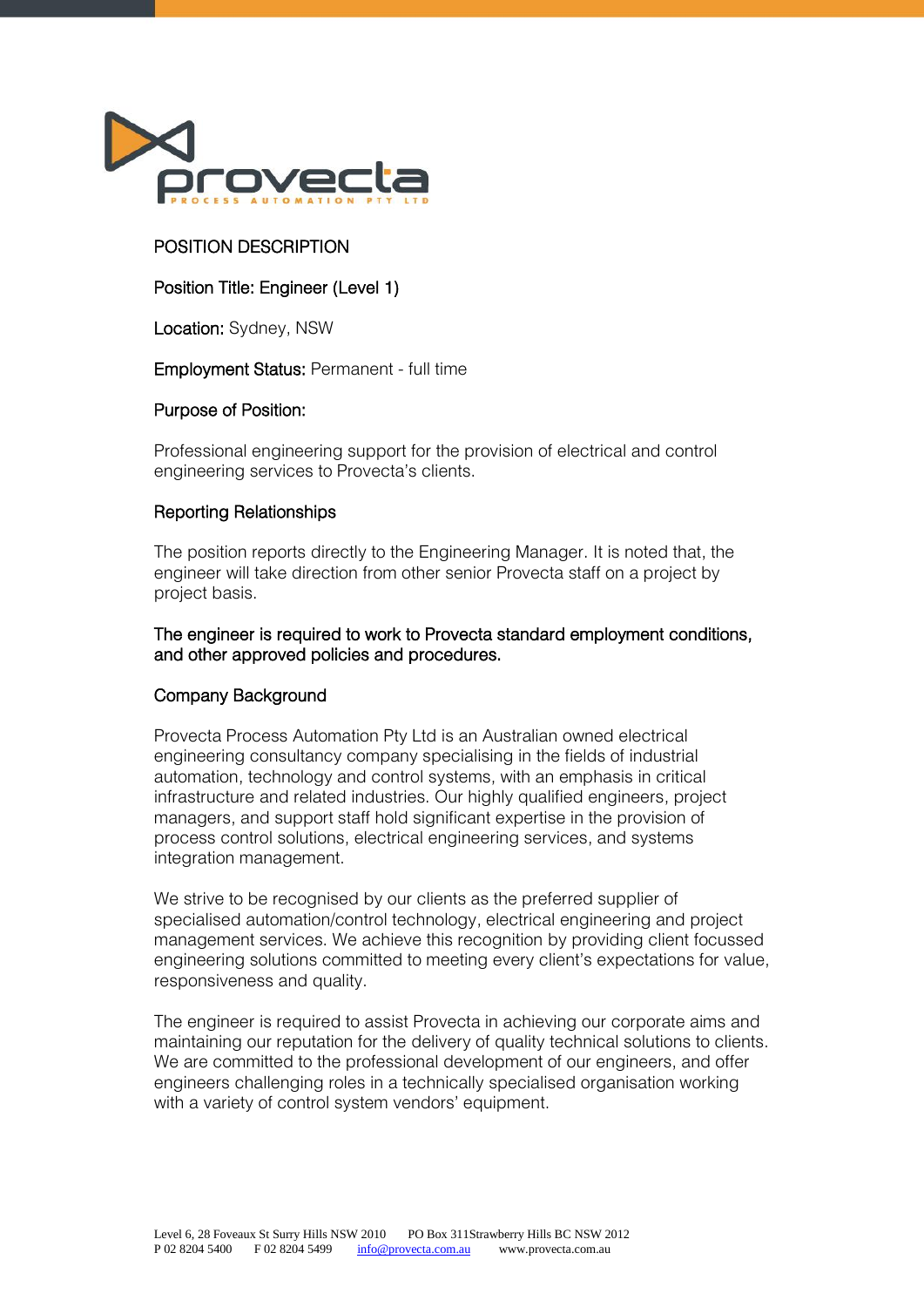# POSITION DESCRIPTION

**Position Title: Engineer (Level 1)**

**Location:** Sydney, NSW

**Employment Status:** Permanent - full time

## Purpose of Position:

Professional engineering support for the provision of electrical and control engineering services to Provecta's clients.

## Reporting Relationships

The position reports directly to the Engineering Manager. It is noted that, the engineer will take direction from other senior Provecta staff on a project by project basis.

**The engineer is required to work to Provecta standard employment conditions, and other approved policies and procedures.**

## Company Background

Provecta Process Automation Pty Ltd is an Australian owned electrical engineering consultancy company specialising in the fields of industrial automation, technology and control systems, with an emphasis in critical infrastructure and related industries. Our highly qualified engineers, project managers, and support staff hold significant expertise in the provision of process control solutions, electrical engineering services, and systems integration management.

We strive to be recognised by our clients as the preferred supplier of specialised automation/control technology, electrical engineering and project management services. We achieve this recognition by providing client focussed engineering solutions committed to meeting every client's expectations for value, responsiveness and quality.

The engineer is required to assist Provecta in achieving our corporate aims and maintaining our reputation for the delivery of quality technical solutions to clients. We are committed to the professional development of our engineers, and offer engineers challenging roles in a technically specialised organisation working with a variety of control system vendors' equipment.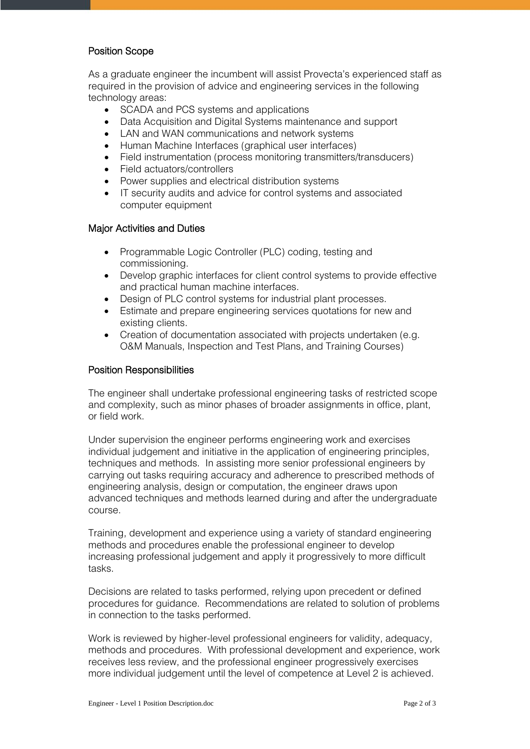## Position Scope

As a graduate engineer the incumbent will assist Provecta's experienced staff as required in the provision of advice and engineering services in the following technology areas:

- SCADA and PCS systems and applications
- Data Acquisition and Digital Systems maintenance and support
- LAN and WAN communications and network systems
- Human Machine Interfaces (graphical user interfaces)
- Field instrumentation (process monitoring transmitters/transducers)
- Field actuators/controllers
- Power supplies and electrical distribution systems
- IT security audits and advice for control systems and associated computer equipment

## Major Activities and Duties

- Programmable Logic Controller (PLC) coding, testing and commissioning.
- Develop graphic interfaces for client control systems to provide effective and practical human machine interfaces.
- Design of PLC control systems for industrial plant processes.
- Estimate and prepare engineering services quotations for new and existing clients.
- Creation of documentation associated with projects undertaken (e.g. O&M Manuals, Inspection and Test Plans, and Training Courses)

## Position Responsibilities

The engineer shall undertake professional engineering tasks of restricted scope and complexity, such as minor phases of broader assignments in office, plant, or field work.

Under supervision the engineer performs engineering work and exercises individual judgement and initiative in the application of engineering principles, techniques and methods. In assisting more senior professional engineers by carrying out tasks requiring accuracy and adherence to prescribed methods of engineering analysis, design or computation, the engineer draws upon advanced techniques and methods learned during and after the undergraduate course.

Training, development and experience using a variety of standard engineering methods and procedures enable the professional engineer to develop increasing professional judgement and apply it progressively to more difficult tasks.

Decisions are related to tasks performed, relying upon precedent or defined procedures for guidance. Recommendations are related to solution of problems in connection to the tasks performed.

Work is reviewed by higher-level professional engineers for validity, adequacy, methods and procedures. With professional development and experience, work receives less review, and the professional engineer progressively exercises more individual judgement until the level of competence at Level 2 is achieved.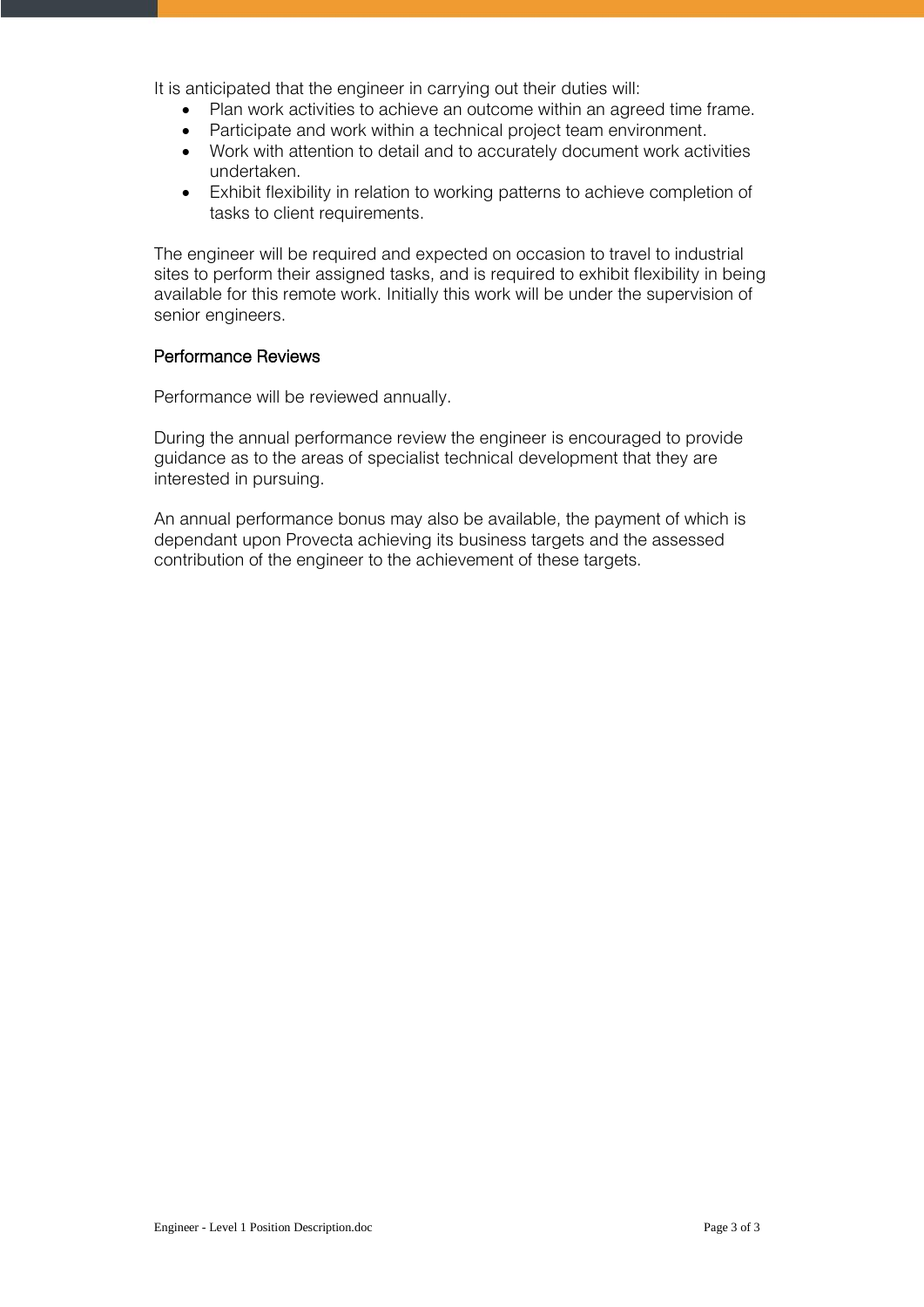It is anticipated that the engineer in carrying out their duties will:

- Plan work activities to achieve an outcome within an agreed time frame.
- Participate and work within a technical project team environment.
- Work with attention to detail and to accurately document work activities undertaken.
- Exhibit flexibility in relation to working patterns to achieve completion of tasks to client requirements.

The engineer will be required and expected on occasion to travel to industrial sites to perform their assigned tasks, and is required to exhibit flexibility in being available for this remote work. Initially this work will be under the supervision of senior engineers.

## Performance Reviews

Performance will be reviewed annually.

During the annual performance review the engineer is encouraged to provide guidance as to the areas of specialist technical development that they are interested in pursuing.

An annual performance bonus may also be available, the payment of which is dependant upon Provecta achieving its business targets and the assessed contribution of the engineer to the achievement of these targets.